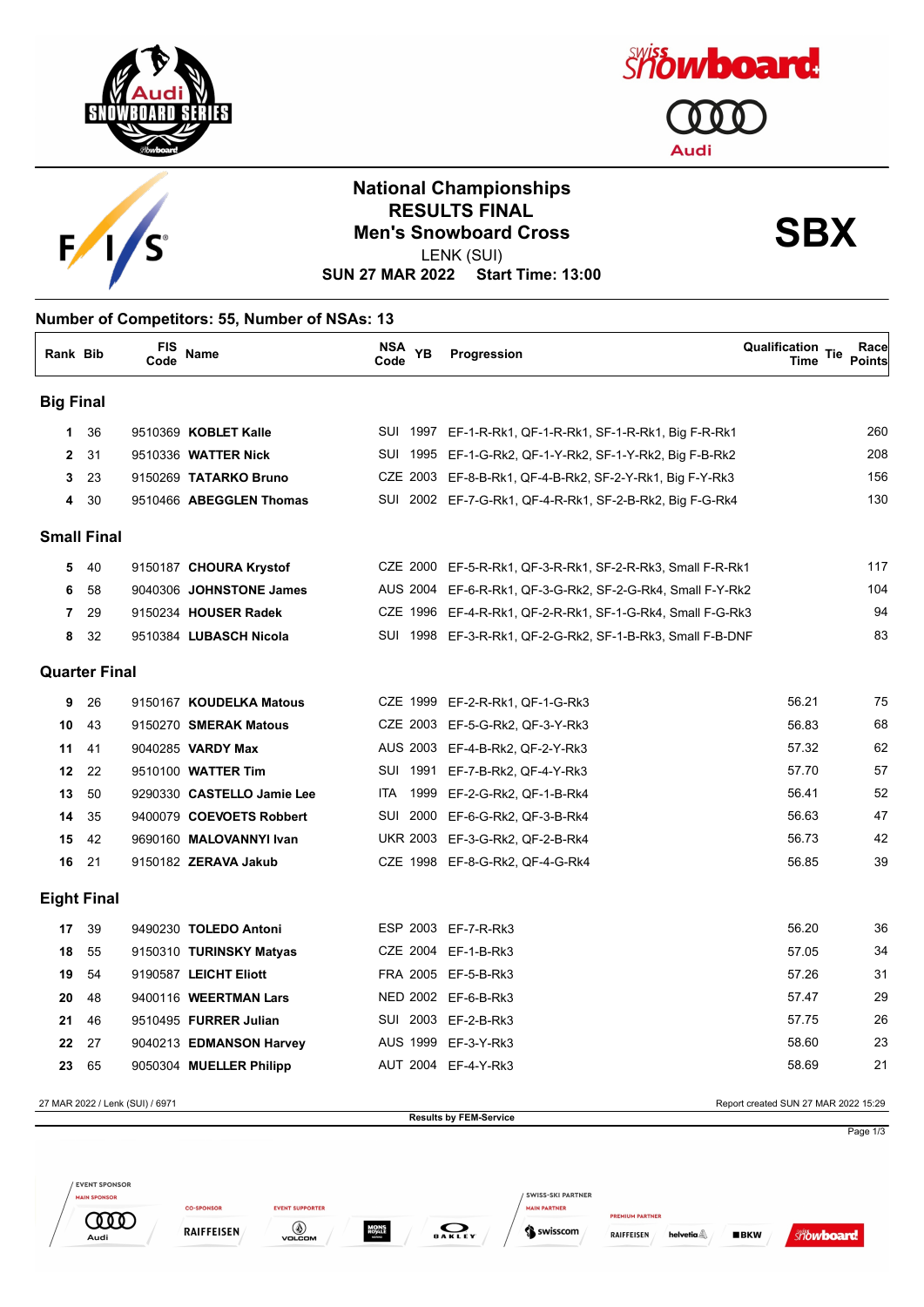# National Championships
## RESULTS FINAL
## Men's Snowboard Cross

LENK (SUI)

**SUN 27 MAR 2022 Start Time: 13:00**

**SBX**

**Number of Competitors: 55, Number of NSAs: 13**

| Rank | Bib | FIS Code | Name | NSA Code | YB | Progression | Qualification Time | Tie | Race Points |
|---|---|---|---|---|---|---|---|---|---|
| **Big Final** | | | | | | | | | |
| 1 | 36 | 9510369 | **KOBLET Kalle** | SUI | 1997 | EF-1-R-Rk1, QF-1-R-Rk1, SF-1-R-Rk1, Big F-R-Rk1 | | | 260 |
| 2 | 31 | 9510336 | **WATTER Nick** | SUI | 1995 | EF-1-G-Rk2, QF-1-Y-Rk2, SF-1-Y-Rk2, Big F-B-Rk2 | | | 208 |
| 3 | 23 | 9150269 | **TATARKO Bruno** | CZE | 2003 | EF-8-B-Rk1, QF-4-B-Rk2, SF-2-Y-Rk1, Big F-Y-Rk3 | | | 156 |
| 4 | 30 | 9510466 | **ABEGGLEN Thomas** | SUI | 2002 | EF-7-G-Rk1, QF-4-R-Rk1, SF-2-B-Rk2, Big F-G-Rk4 | | | 130 |
| **Small Final** | | | | | | | | | |
| 5 | 40 | 9150187 | **CHOURA Krystof** | CZE | 2000 | EF-5-R-Rk1, QF-3-R-Rk1, SF-2-R-Rk3, Small F-R-Rk1 | | | 117 |
| 6 | 58 | 9040306 | **JOHNSTONE James** | AUS | 2004 | EF-6-R-Rk1, QF-3-G-Rk2, SF-2-G-Rk4, Small F-Y-Rk2 | | | 104 |
| 7 | 29 | 9150234 | **HOUSER Radek** | CZE | 1996 | EF-4-R-Rk1, QF-2-R-Rk1, SF-1-G-Rk4, Small F-G-Rk3 | | | 94 |
| 8 | 32 | 9510384 | **LUBASCH Nicola** | SUI | 1998 | EF-3-R-Rk1, QF-2-G-Rk2, SF-1-B-Rk3, Small F-B-DNF | | | 83 |
| **Quarter Final** | | | | | | | | | |
| 9 | 26 | 9150167 | **KOUDELKA Matous** | CZE | 1999 | EF-2-R-Rk1, QF-1-G-Rk3 | 56.21 | | 75 |
| 10 | 43 | 9150270 | **SMERAK Matous** | CZE | 2003 | EF-5-G-Rk2, QF-3-Y-Rk3 | 56.83 | | 68 |
| 11 | 41 | 9040285 | **VARDY Max** | AUS | 2003 | EF-4-B-Rk2, QF-2-Y-Rk3 | 57.32 | | 62 |
| 12 | 22 | 9510100 | **WATTER Tim** | SUI | 1991 | EF-7-B-Rk2, QF-4-Y-Rk3 | 57.70 | | 57 |
| 13 | 50 | 9290330 | **CASTELLO Jamie Lee** | ITA | 1999 | EF-2-G-Rk2, QF-1-B-Rk4 | 56.41 | | 52 |
| 14 | 35 | 9400079 | **COEVOETS Robbert** | SUI | 2000 | EF-6-G-Rk2, QF-3-B-Rk4 | 56.63 | | 47 |
| 15 | 42 | 9690160 | **MALOVANNYI Ivan** | UKR | 2003 | EF-3-G-Rk2, QF-2-B-Rk4 | 56.73 | | 42 |
| 16 | 21 | 9150182 | **ZERAVA Jakub** | CZE | 1998 | EF-8-G-Rk2, QF-4-G-Rk4 | 56.85 | | 39 |
| **Eight Final** | | | | | | | | | |
| 17 | 39 | 9490230 | **TOLEDO Antoni** | ESP | 2003 | EF-7-R-Rk3 | 56.20 | | 36 |
| 18 | 55 | 9150310 | **TURINSKY Matyas** | CZE | 2004 | EF-1-B-Rk3 | 57.05 | | 34 |
| 19 | 54 | 9190587 | **LEICHT Eliott** | FRA | 2005 | EF-5-B-Rk3 | 57.26 | | 31 |
| 20 | 48 | 9400116 | **WEERTMAN Lars** | NED | 2002 | EF-6-B-Rk3 | 57.47 | | 29 |
| 21 | 46 | 9510495 | **FURRER Julian** | SUI | 2003 | EF-2-B-Rk3 | 57.75 | | 26 |
| 22 | 27 | 9040213 | **EDMANSON Harvey** | AUS | 1999 | EF-3-Y-Rk3 | 58.60 | | 23 |
| 23 | 65 | 9050304 | **MUELLER Philipp** | AUT | 2004 | EF-4-Y-Rk3 | 58.69 | | 21 |

27 MAR 2022 / Lenk (SUI) / 6971

Report created SUN 27 MAR 2022 15:29

**Results by FEM-Service**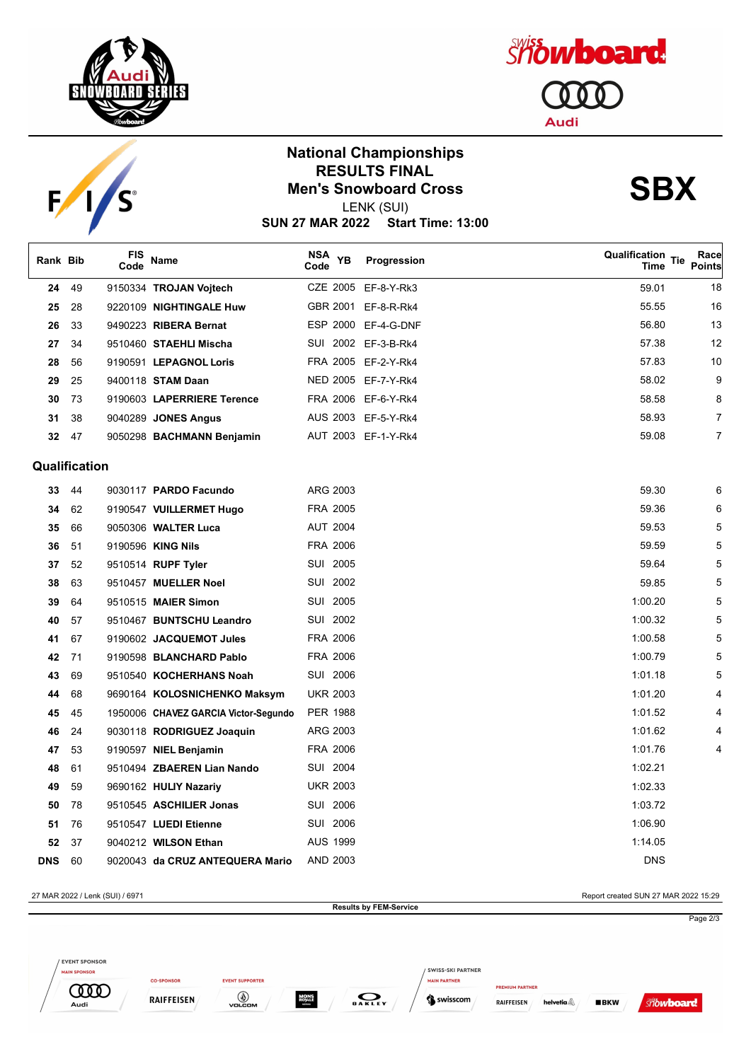# National Championships
## RESULTS FINAL
## Men's Snowboard Cross

LENK (SUI)

**SUN 27 MAR 2022 Start Time: 13:00**

**SBX**

| Rank | Bib | FIS Code | Name | NSA Code | YB | Progression | Qualification Time | Tie | Race Points |
|---|---|---|---|---|---|---|---|---|---|
| 24 | 49 | 9150334 | **TROJAN Vojtech** | CZE | 2005 | EF-8-Y-Rk3 | 59.01 | | 18 |
| 25 | 28 | 9220109 | **NIGHTINGALE Huw** | GBR | 2001 | EF-8-R-Rk4 | 55.55 | | 16 |
| 26 | 33 | 9490223 | **RIBERA Bernat** | ESP | 2000 | EF-4-G-DNF | 56.80 | | 13 |
| 27 | 34 | 9510460 | **STAEHLI Mischa** | SUI | 2002 | EF-3-B-Rk4 | 57.38 | | 12 |
| 28 | 56 | 9190591 | **LEPAGNOL Loris** | FRA | 2005 | EF-2-Y-Rk4 | 57.83 | | 10 |
| 29 | 25 | 9400118 | **STAM Daan** | NED | 2005 | EF-7-Y-Rk4 | 58.02 | | 9 |
| 30 | 73 | 9190603 | **LAPERRIERE Terence** | FRA | 2006 | EF-6-Y-Rk4 | 58.58 | | 8 |
| 31 | 38 | 9040289 | **JONES Angus** | AUS | 2003 | EF-5-Y-Rk4 | 58.93 | | 7 |
| 32 | 47 | 9050298 | **BACHMANN Benjamin** | AUT | 2003 | EF-1-Y-Rk4 | 59.08 | | 7 |
| **Qualification** | | | | | | | | | |
| 33 | 44 | 9030117 | **PARDO Facundo** | ARG | 2003 | | 59.30 | | 6 |
| 34 | 62 | 9190547 | **VUILLERMET Hugo** | FRA | 2005 | | 59.36 | | 6 |
| 35 | 66 | 9050306 | **WALTER Luca** | AUT | 2004 | | 59.53 | | 5 |
| 36 | 51 | 9190596 | **KING Nils** | FRA | 2006 | | 59.59 | | 5 |
| 37 | 52 | 9510514 | **RUPF Tyler** | SUI | 2005 | | 59.64 | | 5 |
| 38 | 63 | 9510457 | **MUELLER Noel** | SUI | 2002 | | 59.85 | | 5 |
| 39 | 64 | 9510515 | **MAIER Simon** | SUI | 2005 | | 1:00.20 | | 5 |
| 40 | 57 | 9510467 | **BUNTSCHU Leandro** | SUI | 2002 | | 1:00.32 | | 5 |
| 41 | 67 | 9190602 | **JACQUEMOT Jules** | FRA | 2006 | | 1:00.58 | | 5 |
| 42 | 71 | 9190598 | **BLANCHARD Pablo** | FRA | 2006 | | 1:00.79 | | 5 |
| 43 | 69 | 9510540 | **KOCHERHANS Noah** | SUI | 2006 | | 1:01.18 | | 5 |
| 44 | 68 | 9690164 | **KOLOSNICHENKO Maksym** | UKR | 2003 | | 1:01.20 | | 4 |
| 45 | 45 | 1950006 | **CHAVEZ GARCIA Victor-Segundo** | PER | 1988 | | 1:01.52 | | 4 |
| 46 | 24 | 9030118 | **RODRIGUEZ Joaquin** | ARG | 2003 | | 1:01.62 | | 4 |
| 47 | 53 | 9190597 | **NIEL Benjamin** | FRA | 2006 | | 1:01.76 | | 4 |
| 48 | 61 | 9510494 | **ZBAEREN Lian Nando** | SUI | 2004 | | 1:02.21 | | |
| 49 | 59 | 9690162 | **HULIY Nazariy** | UKR | 2003 | | 1:02.33 | | |
| 50 | 78 | 9510545 | **ASCHILIER Jonas** | SUI | 2006 | | 1:03.72 | | |
| 51 | 76 | 9510547 | **LUEDI Etienne** | SUI | 2006 | | 1:06.90 | | |
| 52 | 37 | 9040212 | **WILSON Ethan** | AUS | 1999 | | 1:14.05 | | |
| DNS | 60 | 9020043 | **da CRUZ ANTEQUERA Mario** | AND | 2003 | | DNS | | |

27 MAR 2022 / Lenk (SUI) / 6971

Report created SUN 27 MAR 2022 15:29

Results by FEM-Service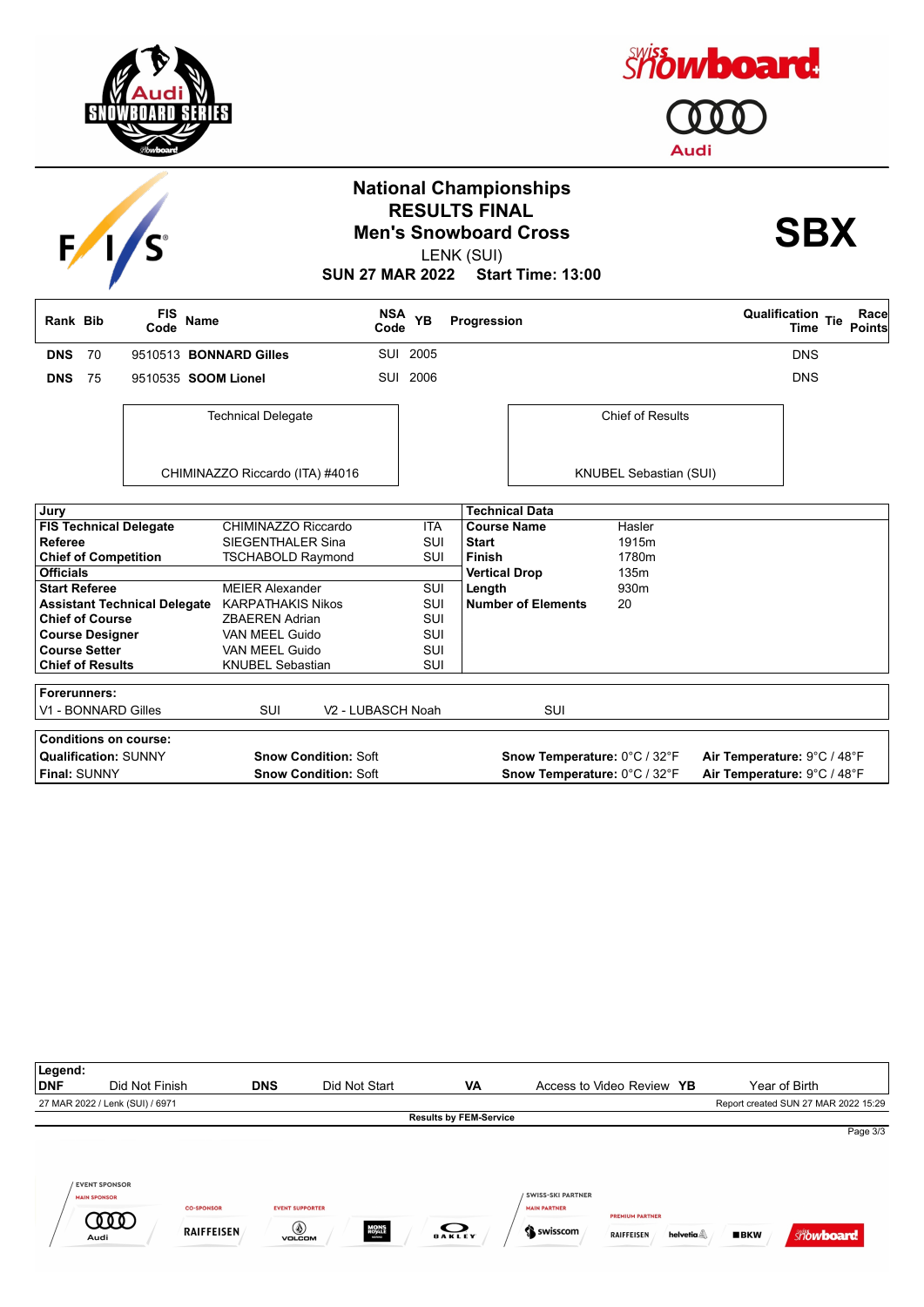# National Championships
## RESULTS FINAL
## Men's Snowboard Cross

LENK (SUI)

**SUN 27 MAR 2022 Start Time: 13:00**

**SBX**

| Rank | Bib | FIS Code | Name | NSA Code | YB | Progression | Qualification Time | Tie | Race Points |
|---|---|---|---|---|---|---|---|---|---|
| DNS | 70 | 9510513 | **BONNARD Gilles** | SUI | 2005 | | DNS | | |
| DNS | 75 | 9510535 | **SOOM Lionel** | SUI | 2006 | | DNS | | |

| Technical Delegate | Chief of Results |
|---|---|
| CHIMINAZZO Riccardo (ITA) #4016 | KNUBEL Sebastian (SUI) |

| **Jury** | | | **Technical Data** | |
|---|---|---|---|---|
| **FIS Technical Delegate** | CHIMINAZZO Riccardo | ITA | **Course Name** | Hasler |
| **Referee** | SIEGENTHALER Sina | SUI | **Start** | 1915m |
| **Chief of Competition** | TSCHABOLD Raymond | SUI | **Finish** | 1780m |
| **Officials** | | | **Vertical Drop** | 135m |
| **Start Referee** | MEIER Alexander | SUI | **Length** | 930m |
| **Assistant Technical Delegate** | KARPATHAKIS Nikos | SUI | **Number of Elements** | 20 |
| **Chief of Course** | ZBAEREN Adrian | SUI | | |
| **Course Designer** | VAN MEEL Guido | SUI | | |
| **Course Setter** | VAN MEEL Guido | SUI | | |
| **Chief of Results** | KNUBEL Sebastian | SUI | | |

**Forerunners:**
V1 - BONNARD Gilles SUI V2 - LUBASCH Noah SUI

| **Conditions on course:** | | | |
|---|---|---|---|
| **Qualification:** SUNNY | **Snow Condition:** Soft | **Snow Temperature:** 0°C / 32°F | **Air Temperature:** 9°C / 48°F |
| **Final:** SUNNY | **Snow Condition:** Soft | **Snow Temperature:** 0°C / 32°F | **Air Temperature:** 9°C / 48°F |

**Legend:**

| | | | | | | | |
|---|---|---|---|---|---|---|---|
| **DNF** | Did Not Finish | **DNS** | Did Not Start | **VA** | Access to Video Review | **YB** | Year of Birth |

27 MAR 2022 / Lenk (SUI) / 6971 Report created SUN 27 MAR 2022 15:29

**Results by FEM-Service**